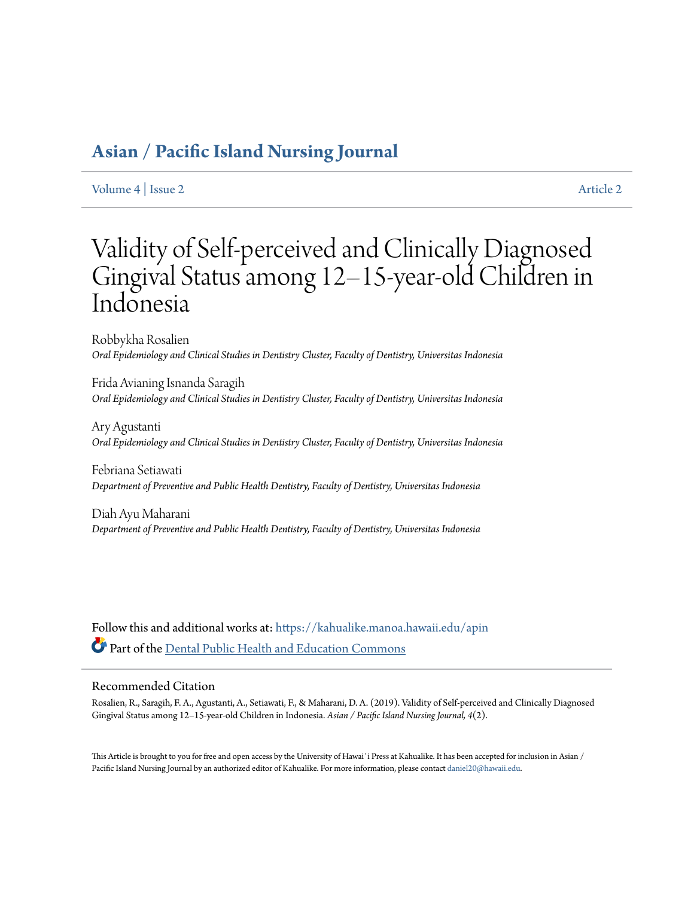# Asian / Pacific Island Nursing Journal

Volume 4 | Issue 2 Article 2

# Validity of Self-perceived and Clinically Diagnosed Gingival Status among 12–15-year-old Children in Indonesia

Robbykha Rosalien
*Oral Epidemiology and Clinical Studies in Dentistry Cluster, Faculty of Dentistry, Universitas Indonesia*

Frida Avianing Isnanda Saragih
*Oral Epidemiology and Clinical Studies in Dentistry Cluster, Faculty of Dentistry, Universitas Indonesia*

Ary Agustanti
*Oral Epidemiology and Clinical Studies in Dentistry Cluster, Faculty of Dentistry, Universitas Indonesia*

Febriana Setiawati
*Department of Preventive and Public Health Dentistry, Faculty of Dentistry, Universitas Indonesia*

Diah Ayu Maharani
*Department of Preventive and Public Health Dentistry, Faculty of Dentistry, Universitas Indonesia*

Follow this and additional works at: https://kahualike.manoa.hawaii.edu/apin

Part of the Dental Public Health and Education Commons

## Recommended Citation

Rosalien, R., Saragih, F. A., Agustanti, A., Setiawati, F., & Maharani, D. A. (2019). Validity of Self-perceived and Clinically Diagnosed Gingival Status among 12–15-year-old Children in Indonesia. *Asian / Pacific Island Nursing Journal, 4*(2).

This Article is brought to you for free and open access by the University of Hawai`i Press at Kahualike. It has been accepted for inclusion in Asian / Pacific Island Nursing Journal by an authorized editor of Kahualike. For more information, please contact daniel20@hawaii.edu.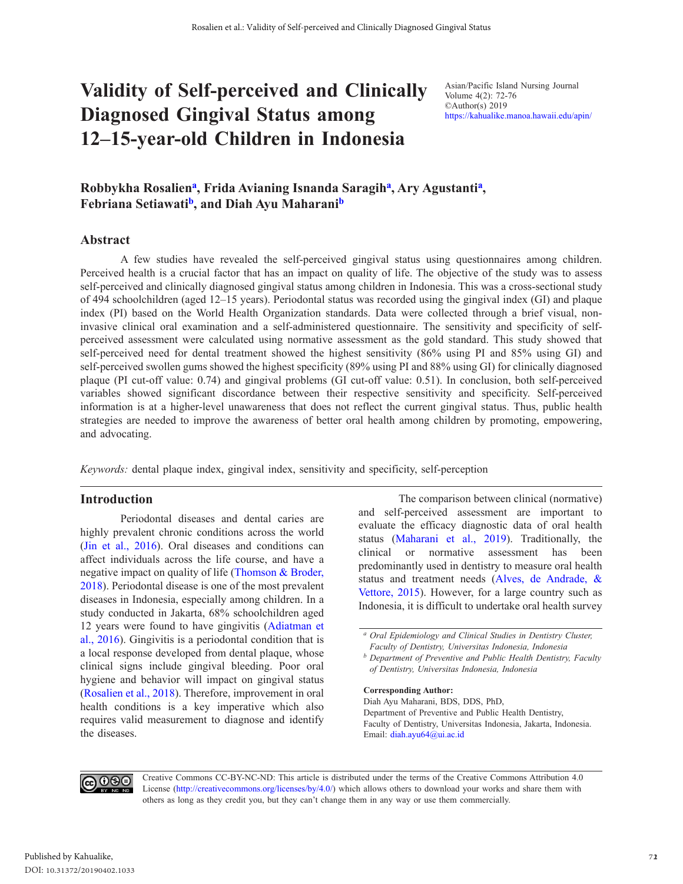# Validity of Self-perceived and Clinically Diagnosed Gingival Status among 12–15-year-old Children in Indonesia

Asian/Pacific Island Nursing Journal
Volume 4(2): 72-76
©Author(s) 2019
https://kahualike.manoa.hawaii.edu/apin/

**Robbykha Rosalien[a], Frida Avianing Isnanda Saragih[a], Ary Agustanti[a], Febriana Setiawati[b], and Diah Ayu Maharani[b]**

## Abstract

A few studies have revealed the self-perceived gingival status using questionnaires among children. Perceived health is a crucial factor that has an impact on quality of life. The objective of the study was to assess self-perceived and clinically diagnosed gingival status among children in Indonesia. This was a cross-sectional study of 494 schoolchildren (aged 12–15 years). Periodontal status was recorded using the gingival index (GI) and plaque index (PI) based on the World Health Organization standards. Data were collected through a brief visual, non-invasive clinical oral examination and a self-administered questionnaire. The sensitivity and specificity of self-perceived assessment were calculated using normative assessment as the gold standard. This study showed that self-perceived need for dental treatment showed the highest sensitivity (86% using PI and 85% using GI) and self-perceived swollen gums showed the highest specificity (89% using PI and 88% using GI) for clinically diagnosed plaque (PI cut-off value: 0.74) and gingival problems (GI cut-off value: 0.51). In conclusion, both self-perceived variables showed significant discordance between their respective sensitivity and specificity. Self-perceived information is at a higher-level unawareness that does not reflect the current gingival status. Thus, public health strategies are needed to improve the awareness of better oral health among children by promoting, empowering, and advocating.

*Keywords:* dental plaque index, gingival index, sensitivity and specificity, self-perception

## Introduction

Periodontal diseases and dental caries are highly prevalent chronic conditions across the world (Jin et al., 2016). Oral diseases and conditions can affect individuals across the life course, and have a negative impact on quality of life (Thomson & Broder, 2018). Periodontal disease is one of the most prevalent diseases in Indonesia, especially among children. In a study conducted in Jakarta, 68% schoolchildren aged 12 years were found to have gingivitis (Adiatman et al., 2016). Gingivitis is a periodontal condition that is a local response developed from dental plaque, whose clinical signs include gingival bleeding. Poor oral hygiene and behavior will impact on gingival status (Rosalien et al., 2018). Therefore, improvement in oral health conditions is a key imperative which also requires valid measurement to diagnose and identify the diseases.

The comparison between clinical (normative) and self-perceived assessment are important to evaluate the efficacy diagnostic data of oral health status (Maharani et al., 2019). Traditionally, the clinical or normative assessment has been predominantly used in dentistry to measure oral health status and treatment needs (Alves, de Andrade, & Vettore, 2015). However, for a large country such as Indonesia, it is difficult to undertake oral health survey

[a] *Oral Epidemiology and Clinical Studies in Dentistry Cluster, Faculty of Dentistry, Universitas Indonesia, Indonesia*

[b] *Department of Preventive and Public Health Dentistry, Faculty of Dentistry, Universitas Indonesia, Indonesia*

**Corresponding Author:**
Diah Ayu Maharani, BDS, DDS, PhD,
Department of Preventive and Public Health Dentistry,
Faculty of Dentistry, Universitas Indonesia, Jakarta, Indonesia.
Email: diah.ayu64@ui.ac.id

Creative Commons CC-BY-NC-ND: This article is distributed under the terms of the Creative Commons Attribution 4.0 License (http://creativecommons.org/licenses/by/4.0/) which allows others to download your works and share them with others as long as they credit you, but they can't change them in any way or use them commercially.

Published by Kahualike,
DOI: 10.31372/20190402.1033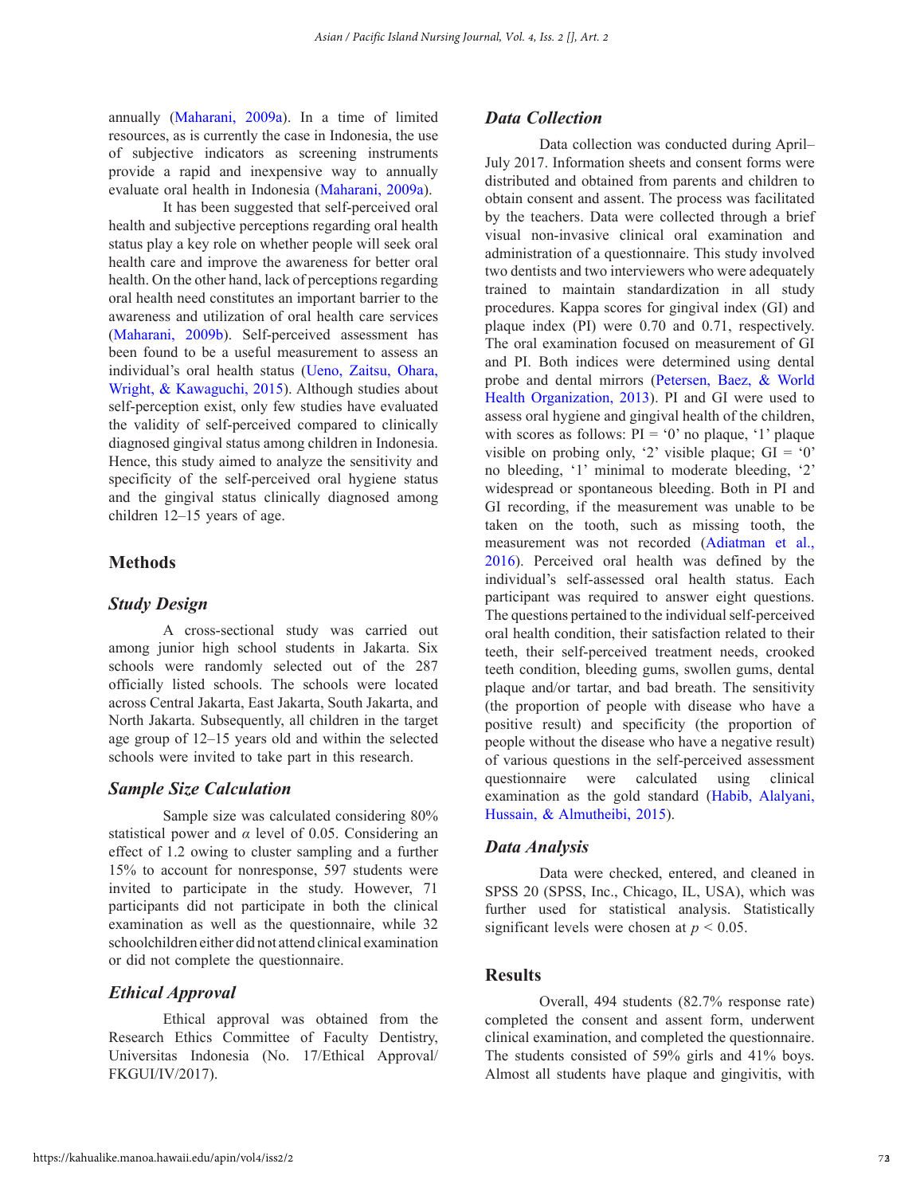annually (Maharani, 2009a). In a time of limited resources, as is currently the case in Indonesia, the use of subjective indicators as screening instruments provide a rapid and inexpensive way to annually evaluate oral health in Indonesia (Maharani, 2009a).

It has been suggested that self-perceived oral health and subjective perceptions regarding oral health status play a key role on whether people will seek oral health care and improve the awareness for better oral health. On the other hand, lack of perceptions regarding oral health need constitutes an important barrier to the awareness and utilization of oral health care services (Maharani, 2009b). Self-perceived assessment has been found to be a useful measurement to assess an individual's oral health status (Ueno, Zaitsu, Ohara, Wright, & Kawaguchi, 2015). Although studies about self-perception exist, only few studies have evaluated the validity of self-perceived compared to clinically diagnosed gingival status among children in Indonesia. Hence, this study aimed to analyze the sensitivity and specificity of the self-perceived oral hygiene status and the gingival status clinically diagnosed among children 12–15 years of age.

## Methods

### *Study Design*

A cross-sectional study was carried out among junior high school students in Jakarta. Six schools were randomly selected out of the 287 officially listed schools. The schools were located across Central Jakarta, East Jakarta, South Jakarta, and North Jakarta. Subsequently, all children in the target age group of 12–15 years old and within the selected schools were invited to take part in this research.

### *Sample Size Calculation*

Sample size was calculated considering 80% statistical power and $\alpha$ level of 0.05. Considering an effect of 1.2 owing to cluster sampling and a further 15% to account for nonresponse, 597 students were invited to participate in the study. However, 71 participants did not participate in both the clinical examination as well as the questionnaire, while 32 schoolchildren either did not attend clinical examination or did not complete the questionnaire.

### *Ethical Approval*

Ethical approval was obtained from the Research Ethics Committee of Faculty Dentistry, Universitas Indonesia (No. 17/Ethical Approval/FKGUI/IV/2017).

### *Data Collection*

Data collection was conducted during April–July 2017. Information sheets and consent forms were distributed and obtained from parents and children to obtain consent and assent. The process was facilitated by the teachers. Data were collected through a brief visual non-invasive clinical oral examination and administration of a questionnaire. This study involved two dentists and two interviewers who were adequately trained to maintain standardization in all study procedures. Kappa scores for gingival index (GI) and plaque index (PI) were 0.70 and 0.71, respectively. The oral examination focused on measurement of GI and PI. Both indices were determined using dental probe and dental mirrors (Petersen, Baez, & World Health Organization, 2013). PI and GI were used to assess oral hygiene and gingival health of the children, with scores as follows: PI = '0' no plaque, '1' plaque visible on probing only, '2' visible plaque; GI = '0' no bleeding, '1' minimal to moderate bleeding, '2' widespread or spontaneous bleeding. Both in PI and GI recording, if the measurement was unable to be taken on the tooth, such as missing tooth, the measurement was not recorded (Adiatman et al., 2016). Perceived oral health was defined by the individual's self-assessed oral health status. Each participant was required to answer eight questions. The questions pertained to the individual self-perceived oral health condition, their satisfaction related to their teeth, their self-perceived treatment needs, crooked teeth condition, bleeding gums, swollen gums, dental plaque and/or tartar, and bad breath. The sensitivity (the proportion of people with disease who have a positive result) and specificity (the proportion of people without the disease who have a negative result) of various questions in the self-perceived assessment questionnaire were calculated using clinical examination as the gold standard (Habib, Alalyani, Hussain, & Almutheibi, 2015).

### *Data Analysis*

Data were checked, entered, and cleaned in SPSS 20 (SPSS, Inc., Chicago, IL, USA), which was further used for statistical analysis. Statistically significant levels were chosen at $p < 0.05$.

## Results

Overall, 494 students (82.7% response rate) completed the consent and assent form, underwent clinical examination, and completed the questionnaire. The students consisted of 59% girls and 41% boys. Almost all students have plaque and gingivitis, with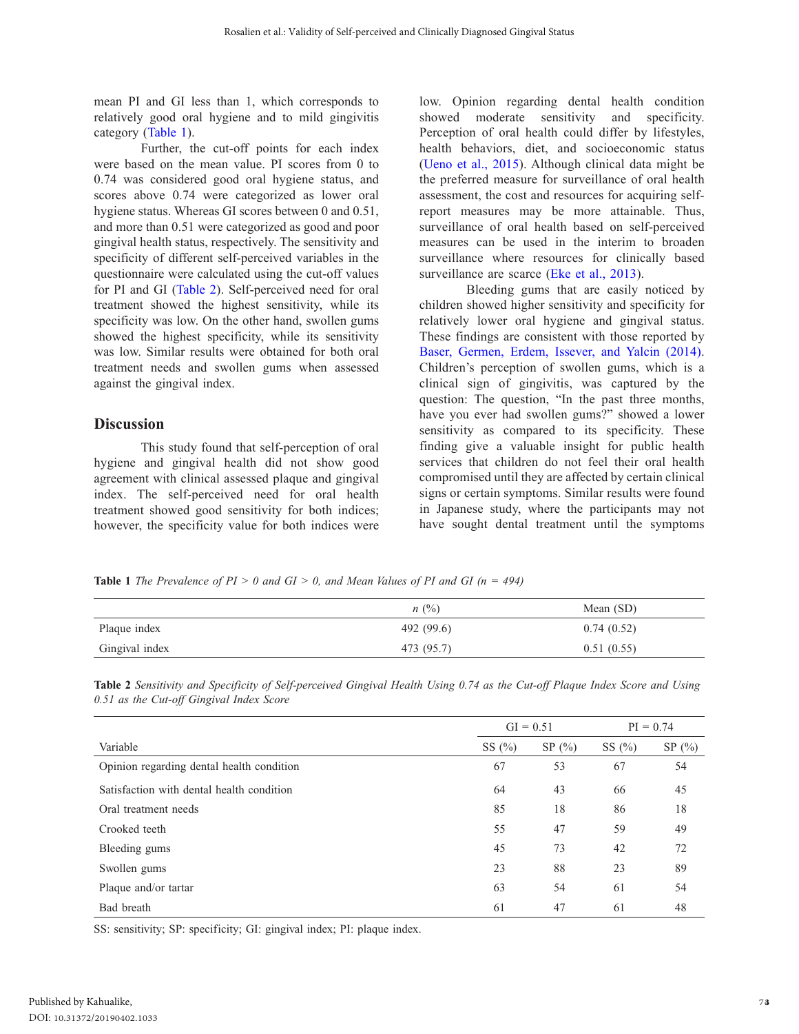mean PI and GI less than 1, which corresponds to relatively good oral hygiene and to mild gingivitis category (Table 1).

Further, the cut-off points for each index were based on the mean value. PI scores from 0 to 0.74 was considered good oral hygiene status, and scores above 0.74 were categorized as lower oral hygiene status. Whereas GI scores between 0 and 0.51, and more than 0.51 were categorized as good and poor gingival health status, respectively. The sensitivity and specificity of different self-perceived variables in the questionnaire were calculated using the cut-off values for PI and GI (Table 2). Self-perceived need for oral treatment showed the highest sensitivity, while its specificity was low. On the other hand, swollen gums showed the highest specificity, while its sensitivity was low. Similar results were obtained for both oral treatment needs and swollen gums when assessed against the gingival index.

## Discussion

This study found that self-perception of oral hygiene and gingival health did not show good agreement with clinical assessed plaque and gingival index. The self-perceived need for oral health treatment showed good sensitivity for both indices; however, the specificity value for both indices were low. Opinion regarding dental health condition showed moderate sensitivity and specificity. Perception of oral health could differ by lifestyles, health behaviors, diet, and socioeconomic status (Ueno et al., 2015). Although clinical data might be the preferred measure for surveillance of oral health assessment, the cost and resources for acquiring self-report measures may be more attainable. Thus, surveillance of oral health based on self-perceived measures can be used in the interim to broaden surveillance where resources for clinically based surveillance are scarce (Eke et al., 2013).

Bleeding gums that are easily noticed by children showed higher sensitivity and specificity for relatively lower oral hygiene and gingival status. These findings are consistent with those reported by Baser, Germen, Erdem, Issever, and Yalcin (2014). Children's perception of swollen gums, which is a clinical sign of gingivitis, was captured by the question: The question, "In the past three months, have you ever had swollen gums?" showed a lower sensitivity as compared to its specificity. These finding give a valuable insight for public health services that children do not feel their oral health compromised until they are affected by certain clinical signs or certain symptoms. Similar results were found in Japanese study, where the participants may not have sought dental treatment until the symptoms

**Table 1** *The Prevalence of PI > 0 and GI > 0, and Mean Values of PI and GI (n = 494)*

| | *n* (%) | Mean (SD) |
|---|---|---|
| Plaque index | 492 (99.6) | 0.74 (0.52) |
| Gingival index | 473 (95.7) | 0.51 (0.55) |

**Table 2** *Sensitivity and Specificity of Self-perceived Gingival Health Using 0.74 as the Cut-off Plaque Index Score and Using 0.51 as the Cut-off Gingival Index Score*

| | GI = 0.51 | | PI = 0.74 | |
|---|---|---|---|---|
| Variable | SS (%) | SP (%) | SS (%) | SP (%) |
| Opinion regarding dental health condition | 67 | 53 | 67 | 54 |
| Satisfaction with dental health condition | 64 | 43 | 66 | 45 |
| Oral treatment needs | 85 | 18 | 86 | 18 |
| Crooked teeth | 55 | 47 | 59 | 49 |
| Bleeding gums | 45 | 73 | 42 | 72 |
| Swollen gums | 23 | 88 | 23 | 89 |
| Plaque and/or tartar | 63 | 54 | 61 | 54 |
| Bad breath | 61 | 47 | 61 | 48 |

SS: sensitivity; SP: specificity; GI: gingival index; PI: plaque index.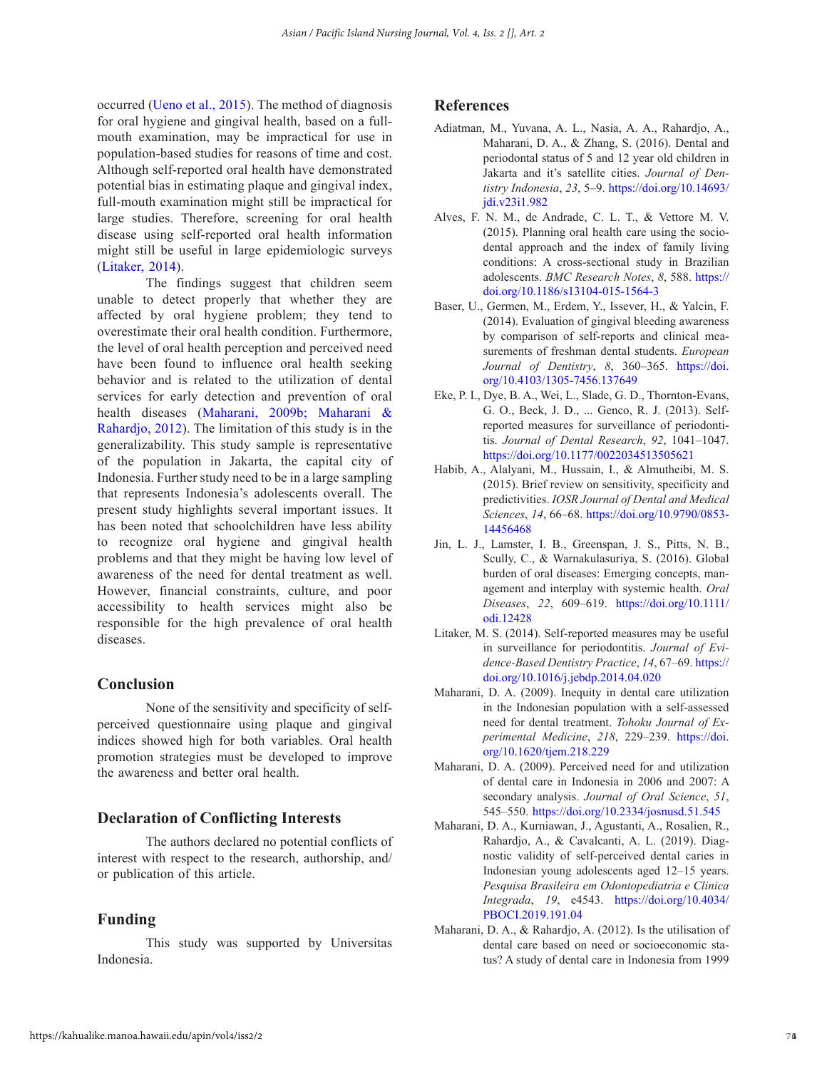occurred (Ueno et al., 2015). The method of diagnosis for oral hygiene and gingival health, based on a full-mouth examination, may be impractical for use in population-based studies for reasons of time and cost. Although self-reported oral health have demonstrated potential bias in estimating plaque and gingival index, full-mouth examination might still be impractical for large studies. Therefore, screening for oral health disease using self-reported oral health information might still be useful in large epidemiologic surveys (Litaker, 2014).

The findings suggest that children seem unable to detect properly that whether they are affected by oral hygiene problem; they tend to overestimate their oral health condition. Furthermore, the level of oral health perception and perceived need have been found to influence oral health seeking behavior and is related to the utilization of dental services for early detection and prevention of oral health diseases (Maharani, 2009b; Maharani & Rahardjo, 2012). The limitation of this study is in the generalizability. This study sample is representative of the population in Jakarta, the capital city of Indonesia. Further study need to be in a large sampling that represents Indonesia's adolescents overall. The present study highlights several important issues. It has been noted that schoolchildren have less ability to recognize oral hygiene and gingival health problems and that they might be having low level of awareness of the need for dental treatment as well. However, financial constraints, culture, and poor accessibility to health services might also be responsible for the high prevalence of oral health diseases.

## Conclusion

None of the sensitivity and specificity of self-perceived questionnaire using plaque and gingival indices showed high for both variables. Oral health promotion strategies must be developed to improve the awareness and better oral health.

## Declaration of Conflicting Interests

The authors declared no potential conflicts of interest with respect to the research, authorship, and/or publication of this article.

## Funding

This study was supported by Universitas Indonesia.

## References

Adiatman, M., Yuvana, A. L., Nasia, A. A., Rahardjo, A., Maharani, D. A., & Zhang, S. (2016). Dental and periodontal status of 5 and 12 year old children in Jakarta and it's satellite cities. *Journal of Dentistry Indonesia*, *23*, 5–9. https://doi.org/10.14693/jdi.v23i1.982

Alves, F. N. M., de Andrade, C. L. T., & Vettore M. V. (2015). Planning oral health care using the socio-dental approach and the index of family living conditions: A cross-sectional study in Brazilian adolescents. *BMC Research Notes*, *8*, 588. https://doi.org/10.1186/s13104-015-1564-3

Baser, U., Germen, M., Erdem, Y., Issever, H., & Yalcin, F. (2014). Evaluation of gingival bleeding awareness by comparison of self-reports and clinical measurements of freshman dental students. *European Journal of Dentistry*, *8*, 360–365. https://doi.org/10.4103/1305-7456.137649

Eke, P. I., Dye, B. A., Wei, L., Slade, G. D., Thornton-Evans, G. O., Beck, J. D., ... Genco, R. J. (2013). Self-reported measures for surveillance of periodontitis. *Journal of Dental Research*, *92*, 1041–1047. https://doi.org/10.1177/0022034513505621

Habib, A., Alalyani, M., Hussain, I., & Almutheibi, M. S. (2015). Brief review on sensitivity, specificity and predictivities. *IOSR Journal of Dental and Medical Sciences*, *14*, 66–68. https://doi.org/10.9790/0853-14456468

Jin, L. J., Lamster, I. B., Greenspan, J. S., Pitts, N. B., Scully, C., & Warnakulasuriya, S. (2016). Global burden of oral diseases: Emerging concepts, management and interplay with systemic health. *Oral Diseases*, *22*, 609–619. https://doi.org/10.1111/odi.12428

Litaker, M. S. (2014). Self-reported measures may be useful in surveillance for periodontitis. *Journal of Evidence-Based Dentistry Practice*, *14*, 67–69. https://doi.org/10.1016/j.jebdp.2014.04.020

Maharani, D. A. (2009). Inequity in dental care utilization in the Indonesian population with a self-assessed need for dental treatment. *Tohoku Journal of Experimental Medicine*, *218*, 229–239. https://doi.org/10.1620/tjem.218.229

Maharani, D. A. (2009). Perceived need for and utilization of dental care in Indonesia in 2006 and 2007: A secondary analysis. *Journal of Oral Science*, *51*, 545–550. https://doi.org/10.2334/josnusd.51.545

Maharani, D. A., Kurniawan, J., Agustanti, A., Rosalien, R., Rahardjo, A., & Cavalcanti, A. L. (2019). Diagnostic validity of self-perceived dental caries in Indonesian young adolescents aged 12–15 years. *Pesquisa Brasileira em Odontopediatria e Clinica Integrada*, *19*, e4543. https://doi.org/10.4034/PBOCI.2019.191.04

Maharani, D. A., & Rahardjo, A. (2012). Is the utilisation of dental care based on need or socioeconomic status? A study of dental care in Indonesia from 1999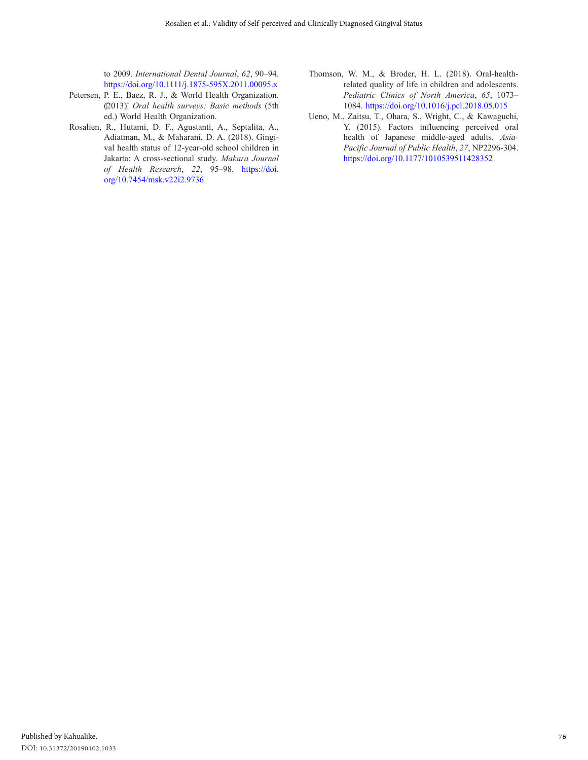to 2009. *International Dental Journal*, *62*, 90–94. https://doi.org/10.1111/j.1875-595X.2011.00095.x

Petersen, P. E., Baez, R. J., & World Health Organization. (2013). *Oral health surveys: Basic methods* (5th ed.) World Health Organization.

Rosalien, R., Hutami, D. F., Agustanti, A., Septalita, A., Adiatman, M., & Maharani, D. A. (2018). Gingival health status of 12-year-old school children in Jakarta: A cross-sectional study. *Makara Journal of Health Research*, *22*, 95–98. https://doi.org/10.7454/msk.v22i2.9736

Thomson, W. M., & Broder, H. L. (2018). Oral-health-related quality of life in children and adolescents. *Pediatric Clinics of North America*, *65*, 1073–1084. https://doi.org/10.1016/j.pcl.2018.05.015

Ueno, M., Zaitsu, T., Ohara, S., Wright, C., & Kawaguchi, Y. (2015). Factors influencing perceived oral health of Japanese middle-aged adults. *Asia-Pacific Journal of Public Health*, *27*, NP2296-304. https://doi.org/10.1177/1010539511428352

Published by Kahualike,

DOI: 10.31372/20190402.1033